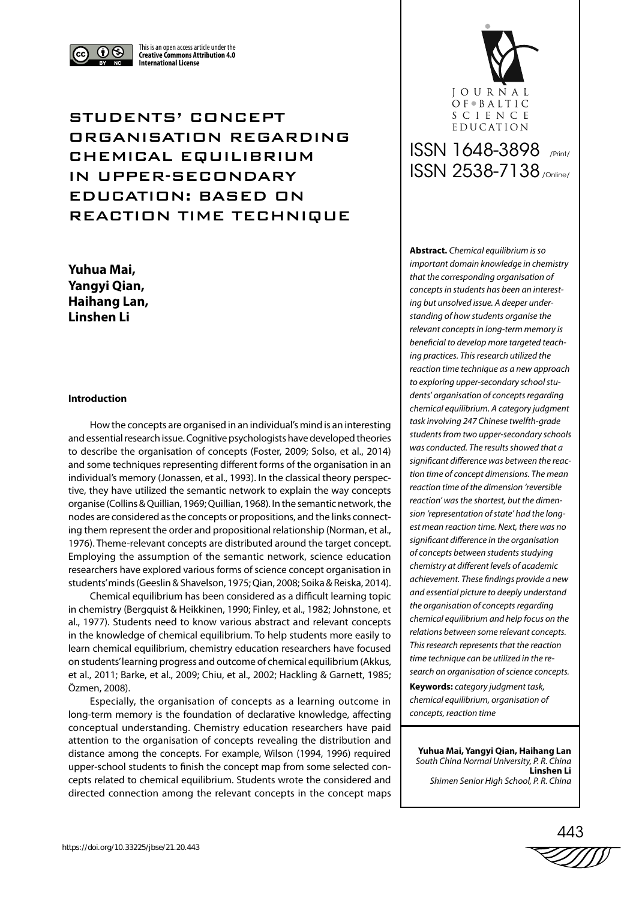This is an open access article under the **Creative Commons Attribution 4.0 International License**

# STUDENTS' CONCEPT ORGANISATION REGARDING CHEMICAL EQUILIBRIUM IN UPPER-SECONDARY EDUCATION: BASED ON REACTION TIME TECHNIQUE

**Yuhua Mai,**
**Yangyi Qian,**
**Haihang Lan,**
**Linshen Li**

JOURNAL OF BALTIC SCIENCE EDUCATION

ISSN 1648-3898 /Print/
ISSN 2538-7138 /Online/

**Abstract.** *Chemical equilibrium is so important domain knowledge in chemistry that the corresponding organisation of concepts in students has been an interesting but unsolved issue. A deeper understanding of how students organise the relevant concepts in long-term memory is beneficial to develop more targeted teaching practices. This research utilized the reaction time technique as a new approach to exploring upper-secondary school students' organisation of concepts regarding chemical equilibrium. A category judgment task involving 247 Chinese twelfth-grade students from two upper-secondary schools was conducted. The results showed that a significant difference was between the reaction time of concept dimensions. The mean reaction time of the dimension 'reversible reaction' was the shortest, but the dimension 'representation of state' had the longest mean reaction time. Next, there was no significant difference in the organisation of concepts between students studying chemistry at different levels of academic achievement. These findings provide a new and essential picture to deeply understand the organisation of concepts regarding chemical equilibrium and help focus on the relations between some relevant concepts. This research represents that the reaction time technique can be utilized in the research on organisation of science concepts.*

**Keywords:** *category judgment task, chemical equilibrium, organisation of concepts, reaction time*

**Yuhua Mai, Yangyi Qian, Haihang Lan**
*South China Normal University, P. R. China*
**Linshen Li**
*Shimen Senior High School, P. R. China*

## Introduction

How the concepts are organised in an individual's mind is an interesting and essential research issue. Cognitive psychologists have developed theories to describe the organisation of concepts (Foster, 2009; Solso, et al., 2014) and some techniques representing different forms of the organisation in an individual's memory (Jonassen, et al., 1993). In the classical theory perspective, they have utilized the semantic network to explain the way concepts organise (Collins & Quillian, 1969; Quillian, 1968). In the semantic network, the nodes are considered as the concepts or propositions, and the links connecting them represent the order and propositional relationship (Norman, et al., 1976). Theme-relevant concepts are distributed around the target concept. Employing the assumption of the semantic network, science education researchers have explored various forms of science concept organisation in students' minds (Geeslin & Shavelson, 1975; Qian, 2008; Soika & Reiska, 2014).

Chemical equilibrium has been considered as a difficult learning topic in chemistry (Bergquist & Heikkinen, 1990; Finley, et al., 1982; Johnstone, et al., 1977). Students need to know various abstract and relevant concepts in the knowledge of chemical equilibrium. To help students more easily to learn chemical equilibrium, chemistry education researchers have focused on students' learning progress and outcome of chemical equilibrium (Akkus, et al., 2011; Barke, et al., 2009; Chiu, et al., 2002; Hackling & Garnett, 1985; Özmen, 2008).

Especially, the organisation of concepts as a learning outcome in long-term memory is the foundation of declarative knowledge, affecting conceptual understanding. Chemistry education researchers have paid attention to the organisation of concepts revealing the distribution and distance among the concepts. For example, Wilson (1994, 1996) required upper-school students to finish the concept map from some selected concepts related to chemical equilibrium. Students wrote the considered and directed connection among the relevant concepts in the concept maps

https://doi.org/10.33225/jbse/21.20.443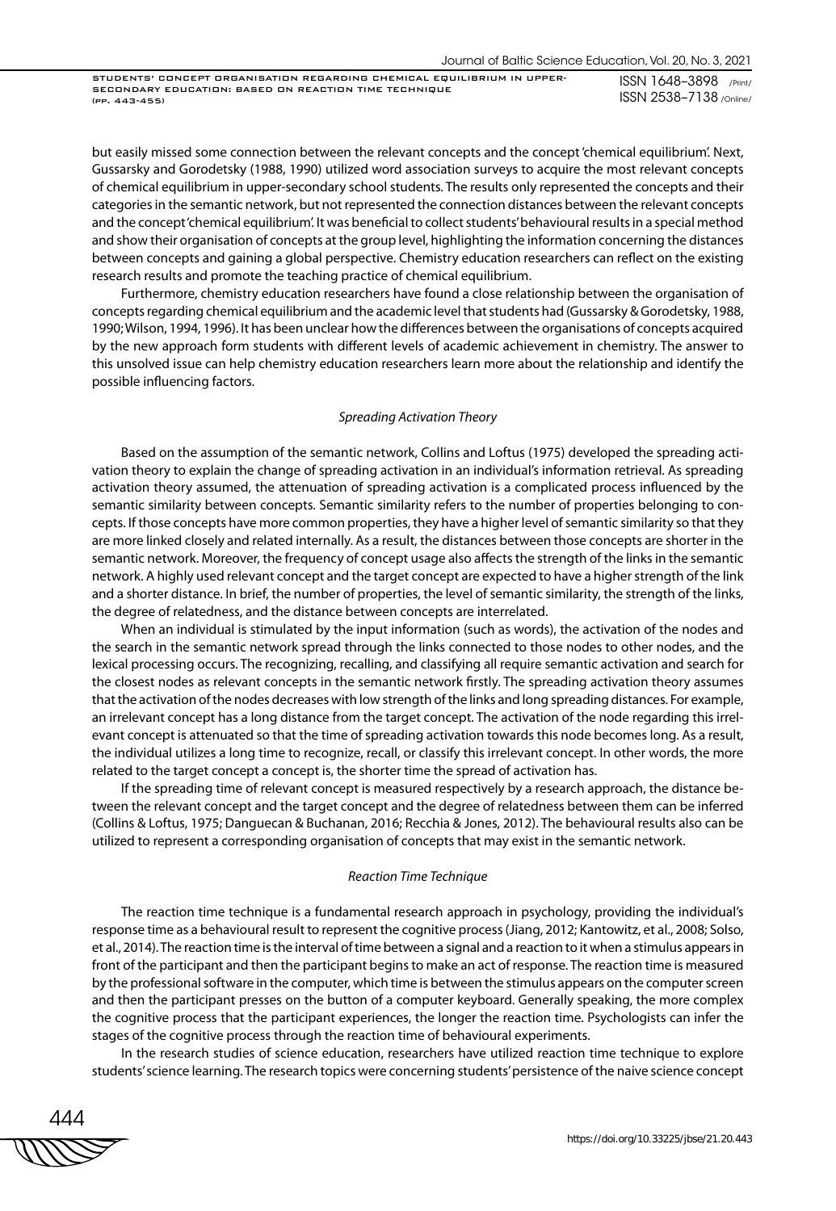but easily missed some connection between the relevant concepts and the concept 'chemical equilibrium'. Next, Gussarsky and Gorodetsky (1988, 1990) utilized word association surveys to acquire the most relevant concepts of chemical equilibrium in upper-secondary school students. The results only represented the concepts and their categories in the semantic network, but not represented the connection distances between the relevant concepts and the concept 'chemical equilibrium'. It was beneficial to collect students' behavioural results in a special method and show their organisation of concepts at the group level, highlighting the information concerning the distances between concepts and gaining a global perspective. Chemistry education researchers can reflect on the existing research results and promote the teaching practice of chemical equilibrium.

Furthermore, chemistry education researchers have found a close relationship between the organisation of concepts regarding chemical equilibrium and the academic level that students had (Gussarsky & Gorodetsky, 1988, 1990; Wilson, 1994, 1996). It has been unclear how the differences between the organisations of concepts acquired by the new approach form students with different levels of academic achievement in chemistry. The answer to this unsolved issue can help chemistry education researchers learn more about the relationship and identify the possible influencing factors.

### *Spreading Activation Theory*

Based on the assumption of the semantic network, Collins and Loftus (1975) developed the spreading activation theory to explain the change of spreading activation in an individual's information retrieval. As spreading activation theory assumed, the attenuation of spreading activation is a complicated process influenced by the semantic similarity between concepts. Semantic similarity refers to the number of properties belonging to concepts. If those concepts have more common properties, they have a higher level of semantic similarity so that they are more linked closely and related internally. As a result, the distances between those concepts are shorter in the semantic network. Moreover, the frequency of concept usage also affects the strength of the links in the semantic network. A highly used relevant concept and the target concept are expected to have a higher strength of the link and a shorter distance. In brief, the number of properties, the level of semantic similarity, the strength of the links, the degree of relatedness, and the distance between concepts are interrelated.

When an individual is stimulated by the input information (such as words), the activation of the nodes and the search in the semantic network spread through the links connected to those nodes to other nodes, and the lexical processing occurs. The recognizing, recalling, and classifying all require semantic activation and search for the closest nodes as relevant concepts in the semantic network firstly. The spreading activation theory assumes that the activation of the nodes decreases with low strength of the links and long spreading distances. For example, an irrelevant concept has a long distance from the target concept. The activation of the node regarding this irrelevant concept is attenuated so that the time of spreading activation towards this node becomes long. As a result, the individual utilizes a long time to recognize, recall, or classify this irrelevant concept. In other words, the more related to the target concept a concept is, the shorter time the spread of activation has.

If the spreading time of relevant concept is measured respectively by a research approach, the distance between the relevant concept and the target concept and the degree of relatedness between them can be inferred (Collins & Loftus, 1975; Danguecan & Buchanan, 2016; Recchia & Jones, 2012). The behavioural results also can be utilized to represent a corresponding organisation of concepts that may exist in the semantic network.

### *Reaction Time Technique*

The reaction time technique is a fundamental research approach in psychology, providing the individual's response time as a behavioural result to represent the cognitive process (Jiang, 2012; Kantowitz, et al., 2008; Solso, et al., 2014). The reaction time is the interval of time between a signal and a reaction to it when a stimulus appears in front of the participant and then the participant begins to make an act of response. The reaction time is measured by the professional software in the computer, which time is between the stimulus appears on the computer screen and then the participant presses on the button of a computer keyboard. Generally speaking, the more complex the cognitive process that the participant experiences, the longer the reaction time. Psychologists can infer the stages of the cognitive process through the reaction time of behavioural experiments.

In the research studies of science education, researchers have utilized reaction time technique to explore students' science learning. The research topics were concerning students' persistence of the naive science concept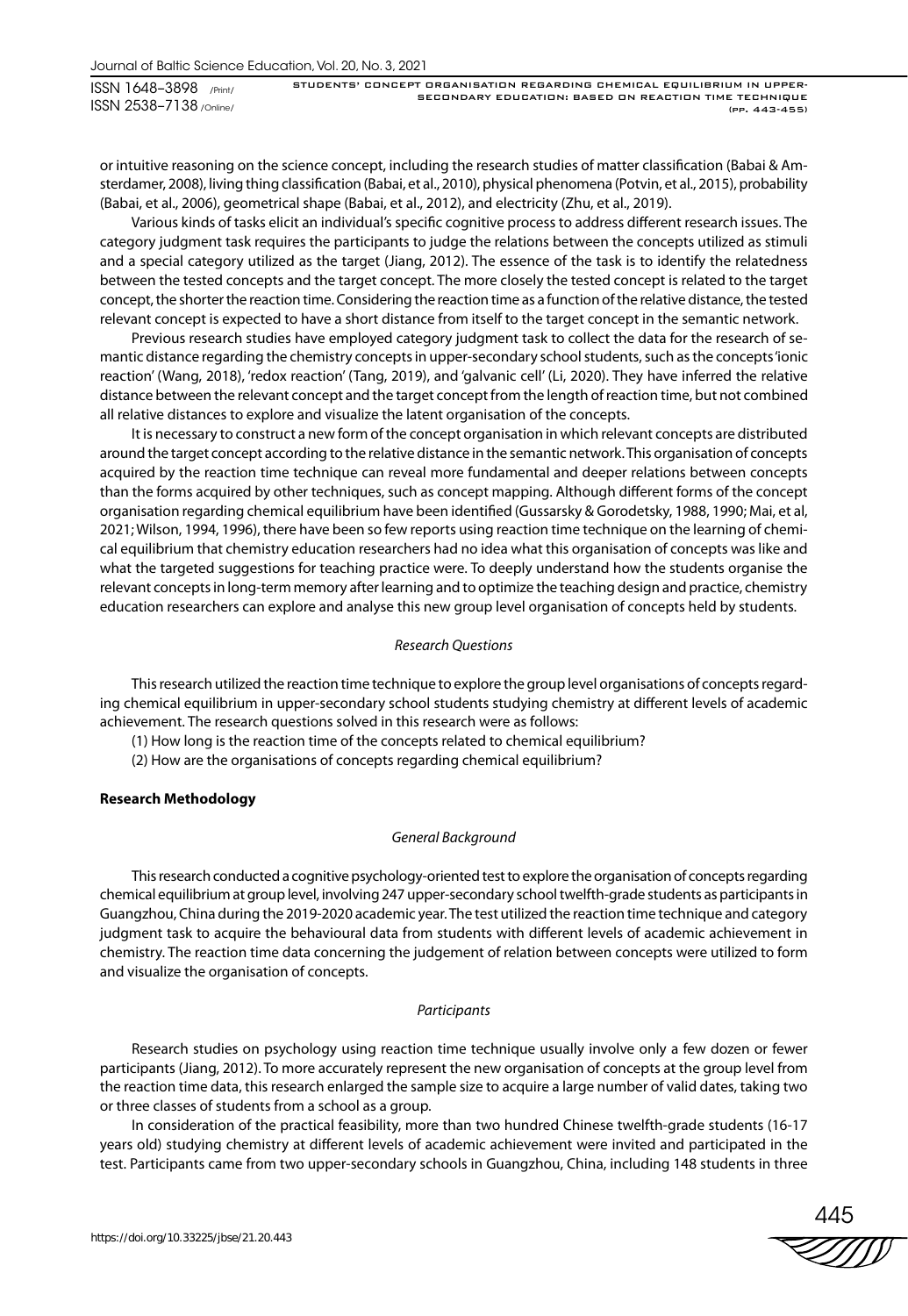or intuitive reasoning on the science concept, including the research studies of matter classification (Babai & Amsterdamer, 2008), living thing classification (Babai, et al., 2010), physical phenomena (Potvin, et al., 2015), probability (Babai, et al., 2006), geometrical shape (Babai, et al., 2012), and electricity (Zhu, et al., 2019).

Various kinds of tasks elicit an individual's specific cognitive process to address different research issues. The category judgment task requires the participants to judge the relations between the concepts utilized as stimuli and a special category utilized as the target (Jiang, 2012). The essence of the task is to identify the relatedness between the tested concepts and the target concept. The more closely the tested concept is related to the target concept, the shorter the reaction time. Considering the reaction time as a function of the relative distance, the tested relevant concept is expected to have a short distance from itself to the target concept in the semantic network.

Previous research studies have employed category judgment task to collect the data for the research of semantic distance regarding the chemistry concepts in upper-secondary school students, such as the concepts 'ionic reaction' (Wang, 2018), 'redox reaction' (Tang, 2019), and 'galvanic cell' (Li, 2020). They have inferred the relative distance between the relevant concept and the target concept from the length of reaction time, but not combined all relative distances to explore and visualize the latent organisation of the concepts.

It is necessary to construct a new form of the concept organisation in which relevant concepts are distributed around the target concept according to the relative distance in the semantic network. This organisation of concepts acquired by the reaction time technique can reveal more fundamental and deeper relations between concepts than the forms acquired by other techniques, such as concept mapping. Although different forms of the concept organisation regarding chemical equilibrium have been identified (Gussarsky & Gorodetsky, 1988, 1990; Mai, et al, 2021; Wilson, 1994, 1996), there have been so few reports using reaction time technique on the learning of chemical equilibrium that chemistry education researchers had no idea what this organisation of concepts was like and what the targeted suggestions for teaching practice were. To deeply understand how the students organise the relevant concepts in long-term memory after learning and to optimize the teaching design and practice, chemistry education researchers can explore and analyse this new group level organisation of concepts held by students.

### *Research Questions*

This research utilized the reaction time technique to explore the group level organisations of concepts regarding chemical equilibrium in upper-secondary school students studying chemistry at different levels of academic achievement. The research questions solved in this research were as follows:

(1) How long is the reaction time of the concepts related to chemical equilibrium?

(2) How are the organisations of concepts regarding chemical equilibrium?

## **Research Methodology**

### *General Background*

This research conducted a cognitive psychology-oriented test to explore the organisation of concepts regarding chemical equilibrium at group level, involving 247 upper-secondary school twelfth-grade students as participants in Guangzhou, China during the 2019-2020 academic year. The test utilized the reaction time technique and category judgment task to acquire the behavioural data from students with different levels of academic achievement in chemistry. The reaction time data concerning the judgement of relation between concepts were utilized to form and visualize the organisation of concepts.

### *Participants*

Research studies on psychology using reaction time technique usually involve only a few dozen or fewer participants (Jiang, 2012). To more accurately represent the new organisation of concepts at the group level from the reaction time data, this research enlarged the sample size to acquire a large number of valid dates, taking two or three classes of students from a school as a group.

In consideration of the practical feasibility, more than two hundred Chinese twelfth-grade students (16-17 years old) studying chemistry at different levels of academic achievement were invited and participated in the test. Participants came from two upper-secondary schools in Guangzhou, China, including 148 students in three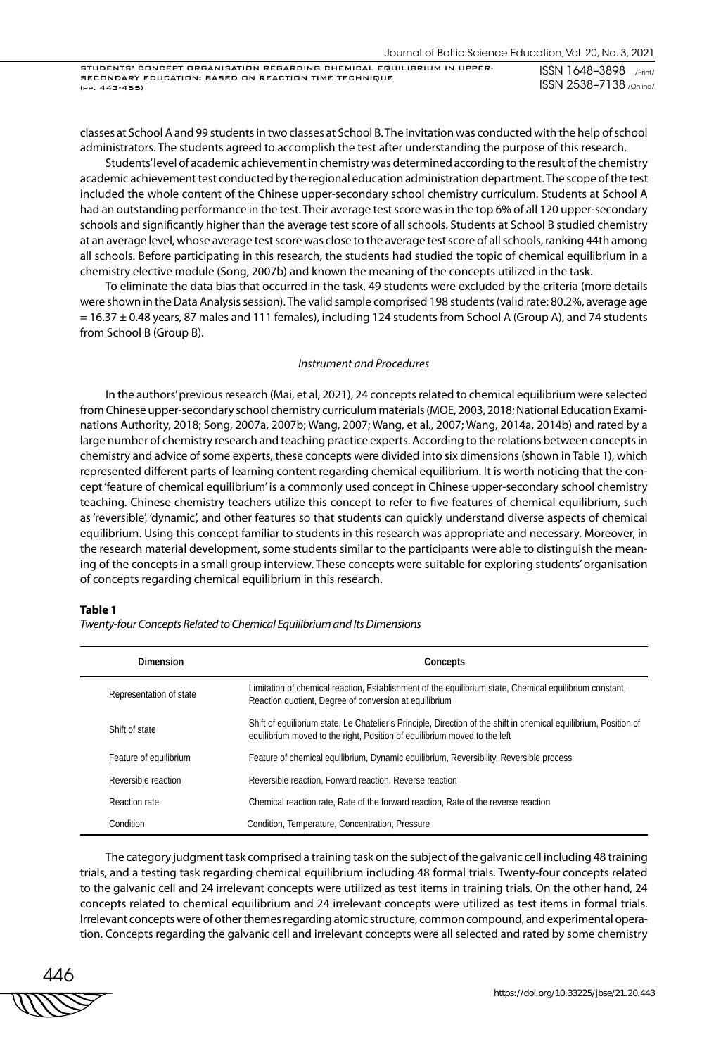classes at School A and 99 students in two classes at School B. The invitation was conducted with the help of school administrators. The students agreed to accomplish the test after understanding the purpose of this research.

Students' level of academic achievement in chemistry was determined according to the result of the chemistry academic achievement test conducted by the regional education administration department. The scope of the test included the whole content of the Chinese upper-secondary school chemistry curriculum. Students at School A had an outstanding performance in the test. Their average test score was in the top 6% of all 120 upper-secondary schools and significantly higher than the average test score of all schools. Students at School B studied chemistry at an average level, whose average test score was close to the average test score of all schools, ranking 44th among all schools. Before participating in this research, the students had studied the topic of chemical equilibrium in a chemistry elective module (Song, 2007b) and known the meaning of the concepts utilized in the task.

To eliminate the data bias that occurred in the task, 49 students were excluded by the criteria (more details were shown in the Data Analysis session). The valid sample comprised 198 students (valid rate: 80.2%, average age = 16.37 ± 0.48 years, 87 males and 111 females), including 124 students from School A (Group A), and 74 students from School B (Group B).

*Instrument and Procedures*

In the authors' previous research (Mai, et al, 2021), 24 concepts related to chemical equilibrium were selected from Chinese upper-secondary school chemistry curriculum materials (MOE, 2003, 2018; National Education Examinations Authority, 2018; Song, 2007a, 2007b; Wang, 2007; Wang, et al., 2007; Wang, 2014a, 2014b) and rated by a large number of chemistry research and teaching practice experts. According to the relations between concepts in chemistry and advice of some experts, these concepts were divided into six dimensions (shown in Table 1), which represented different parts of learning content regarding chemical equilibrium. It is worth noticing that the concept 'feature of chemical equilibrium' is a commonly used concept in Chinese upper-secondary school chemistry teaching. Chinese chemistry teachers utilize this concept to refer to five features of chemical equilibrium, such as 'reversible', 'dynamic', and other features so that students can quickly understand diverse aspects of chemical equilibrium. Using this concept familiar to students in this research was appropriate and necessary. Moreover, in the research material development, some students similar to the participants were able to distinguish the meaning of the concepts in a small group interview. These concepts were suitable for exploring students' organisation of concepts regarding chemical equilibrium in this research.

**Table 1**

*Twenty-four Concepts Related to Chemical Equilibrium and Its Dimensions*

| Dimension | Concepts |
|---|---|
| Representation of state | Limitation of chemical reaction, Establishment of the equilibrium state, Chemical equilibrium constant, Reaction quotient, Degree of conversion at equilibrium |
| Shift of state | Shift of equilibrium state, Le Chatelier's Principle, Direction of the shift in chemical equilibrium, Position of equilibrium moved to the right, Position of equilibrium moved to the left |
| Feature of equilibrium | Feature of chemical equilibrium, Dynamic equilibrium, Reversibility, Reversible process |
| Reversible reaction | Reversible reaction, Forward reaction, Reverse reaction |
| Reaction rate | Chemical reaction rate, Rate of the forward reaction, Rate of the reverse reaction |
| Condition | Condition, Temperature, Concentration, Pressure |

The category judgment task comprised a training task on the subject of the galvanic cell including 48 training trials, and a testing task regarding chemical equilibrium including 48 formal trials. Twenty-four concepts related to the galvanic cell and 24 irrelevant concepts were utilized as test items in training trials. On the other hand, 24 concepts related to chemical equilibrium and 24 irrelevant concepts were utilized as test items in formal trials. Irrelevant concepts were of other themes regarding atomic structure, common compound, and experimental operation. Concepts regarding the galvanic cell and irrelevant concepts were all selected and rated by some chemistry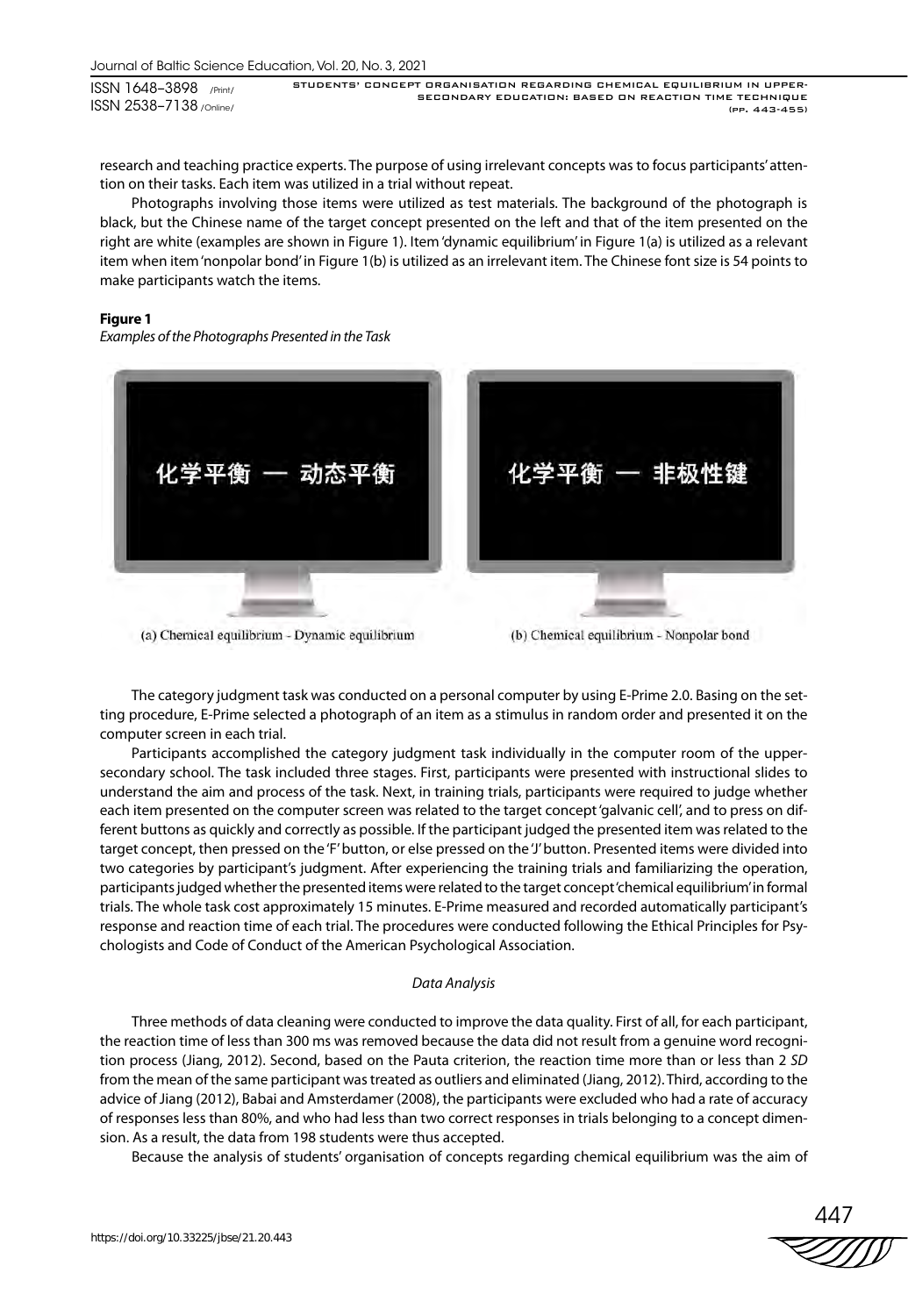research and teaching practice experts. The purpose of using irrelevant concepts was to focus participants' attention on their tasks. Each item was utilized in a trial without repeat.

Photographs involving those items were utilized as test materials. The background of the photograph is black, but the Chinese name of the target concept presented on the left and that of the item presented on the right are white (examples are shown in Figure 1). Item 'dynamic equilibrium' in Figure 1(a) is utilized as a relevant item when item 'nonpolar bond' in Figure 1(b) is utilized as an irrelevant item. The Chinese font size is 54 points to make participants watch the items.

**Figure 1**

*Examples of the Photographs Presented in the Task*

化学平衡 — 动态平衡

(a) Chemical equilibrium - Dynamic equilibrium

化学平衡 — 非极性键

(b) Chemical equilibrium - Nonpolar bond

The category judgment task was conducted on a personal computer by using E-Prime 2.0. Basing on the setting procedure, E-Prime selected a photograph of an item as a stimulus in random order and presented it on the computer screen in each trial.

Participants accomplished the category judgment task individually in the computer room of the upper-secondary school. The task included three stages. First, participants were presented with instructional slides to understand the aim and process of the task. Next, in training trials, participants were required to judge whether each item presented on the computer screen was related to the target concept 'galvanic cell', and to press on different buttons as quickly and correctly as possible. If the participant judged the presented item was related to the target concept, then pressed on the 'F' button, or else pressed on the 'J' button. Presented items were divided into two categories by participant's judgment. After experiencing the training trials and familiarizing the operation, participants judged whether the presented items were related to the target concept 'chemical equilibrium' in formal trials. The whole task cost approximately 15 minutes. E-Prime measured and recorded automatically participant's response and reaction time of each trial. The procedures were conducted following the Ethical Principles for Psychologists and Code of Conduct of the American Psychological Association.

### *Data Analysis*

Three methods of data cleaning were conducted to improve the data quality. First of all, for each participant, the reaction time of less than 300 ms was removed because the data did not result from a genuine word recognition process (Jiang, 2012). Second, based on the Pauta criterion, the reaction time more than or less than 2 *SD* from the mean of the same participant was treated as outliers and eliminated (Jiang, 2012). Third, according to the advice of Jiang (2012), Babai and Amsterdamer (2008), the participants were excluded who had a rate of accuracy of responses less than 80%, and who had less than two correct responses in trials belonging to a concept dimension. As a result, the data from 198 students were thus accepted.

Because the analysis of students' organisation of concepts regarding chemical equilibrium was the aim of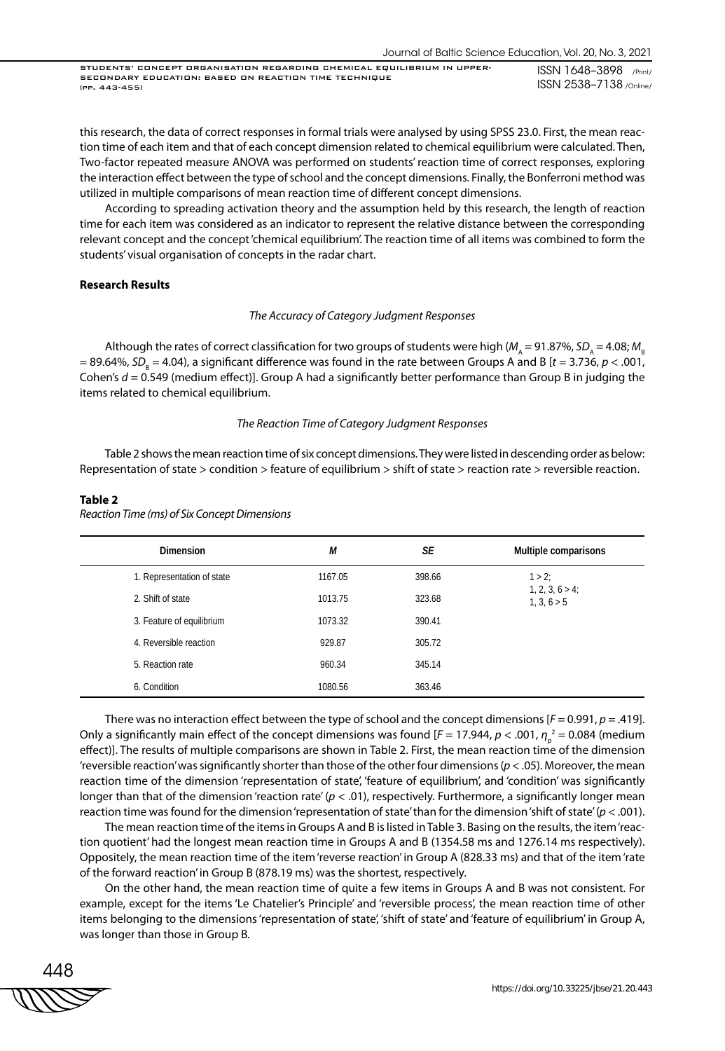this research, the data of correct responses in formal trials were analysed by using SPSS 23.0. First, the mean reaction time of each item and that of each concept dimension related to chemical equilibrium were calculated. Then, Two-factor repeated measure ANOVA was performed on students' reaction time of correct responses, exploring the interaction effect between the type of school and the concept dimensions. Finally, the Bonferroni method was utilized in multiple comparisons of mean reaction time of different concept dimensions.

According to spreading activation theory and the assumption held by this research, the length of reaction time for each item was considered as an indicator to represent the relative distance between the corresponding relevant concept and the concept 'chemical equilibrium'. The reaction time of all items was combined to form the students' visual organisation of concepts in the radar chart.

## Research Results

### *The Accuracy of Category Judgment Responses*

Although the rates of correct classification for two groups of students were high ($M_A$ = 91.87%, $SD_A$ = 4.08; $M_B$ = 89.64%, $SD_B$ = 4.04), a significant difference was found in the rate between Groups A and B [$t$ = 3.736, $p$ < .001, Cohen's $d$ = 0.549 (medium effect)]. Group A had a significantly better performance than Group B in judging the items related to chemical equilibrium.

### *The Reaction Time of Category Judgment Responses*

Table 2 shows the mean reaction time of six concept dimensions. They were listed in descending order as below: Representation of state > condition > feature of equilibrium > shift of state > reaction rate > reversible reaction.

**Table 2**

*Reaction Time (ms) of Six Concept Dimensions*

| Dimension | *M* | *SE* | Multiple comparisons |
|---|---|---|---|
| 1. Representation of state | 1167.05 | 398.66 | 1 > 2; 1, 2, 3, 6 > 4; 1, 3, 6 > 5 |
| 2. Shift of state | 1013.75 | 323.68 | |
| 3. Feature of equilibrium | 1073.32 | 390.41 | |
| 4. Reversible reaction | 929.87 | 305.72 | |
| 5. Reaction rate | 960.34 | 345.14 | |
| 6. Condition | 1080.56 | 363.46 | |

There was no interaction effect between the type of school and the concept dimensions [$F$ = 0.991, $p$ = .419]. Only a significantly main effect of the concept dimensions was found [$F$ = 17.944, $p$ < .001, $\eta_p^2$ = 0.084 (medium effect)]. The results of multiple comparisons are shown in Table 2. First, the mean reaction time of the dimension 'reversible reaction' was significantly shorter than those of the other four dimensions ($p$ < .05). Moreover, the mean reaction time of the dimension 'representation of state', 'feature of equilibrium', and 'condition' was significantly longer than that of the dimension 'reaction rate' ($p$ < .01), respectively. Furthermore, a significantly longer mean reaction time was found for the dimension 'representation of state' than for the dimension 'shift of state' ($p$ < .001).

The mean reaction time of the items in Groups A and B is listed in Table 3. Basing on the results, the item 'reaction quotient' had the longest mean reaction time in Groups A and B (1354.58 ms and 1276.14 ms respectively). Oppositely, the mean reaction time of the item 'reverse reaction' in Group A (828.33 ms) and that of the item 'rate of the forward reaction' in Group B (878.19 ms) was the shortest, respectively.

On the other hand, the mean reaction time of quite a few items in Groups A and B was not consistent. For example, except for the items 'Le Chatelier's Principle' and 'reversible process', the mean reaction time of other items belonging to the dimensions 'representation of state', 'shift of state' and 'feature of equilibrium' in Group A, was longer than those in Group B.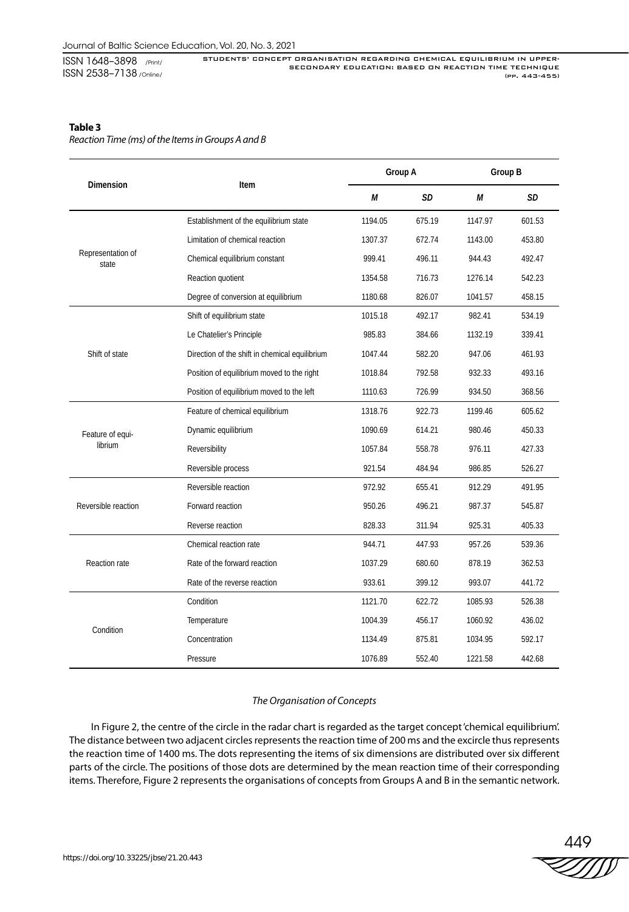**Table 3**

*Reaction Time (ms) of the Items in Groups A and B*

| Dimension | Item | Group A | | Group B | |
|---|---|---|---|---|---|
| | | *M* | *SD* | *M* | *SD* |
| Representation of state | Establishment of the equilibrium state | 1194.05 | 675.19 | 1147.97 | 601.53 |
| | Limitation of chemical reaction | 1307.37 | 672.74 | 1143.00 | 453.80 |
| | Chemical equilibrium constant | 999.41 | 496.11 | 944.43 | 492.47 |
| | Reaction quotient | 1354.58 | 716.73 | 1276.14 | 542.23 |
| | Degree of conversion at equilibrium | 1180.68 | 826.07 | 1041.57 | 458.15 |
| Shift of state | Shift of equilibrium state | 1015.18 | 492.17 | 982.41 | 534.19 |
| | Le Chatelier's Principle | 985.83 | 384.66 | 1132.19 | 339.41 |
| | Direction of the shift in chemical equilibrium | 1047.44 | 582.20 | 947.06 | 461.93 |
| | Position of equilibrium moved to the right | 1018.84 | 792.58 | 932.33 | 493.16 |
| | Position of equilibrium moved to the left | 1110.63 | 726.99 | 934.50 | 368.56 |
| Feature of equilibrium | Feature of chemical equilibrium | 1318.76 | 922.73 | 1199.46 | 605.62 |
| | Dynamic equilibrium | 1090.69 | 614.21 | 980.46 | 450.33 |
| | Reversibility | 1057.84 | 558.78 | 976.11 | 427.33 |
| | Reversible process | 921.54 | 484.94 | 986.85 | 526.27 |
| Reversible reaction | Reversible reaction | 972.92 | 655.41 | 912.29 | 491.95 |
| | Forward reaction | 950.26 | 496.21 | 987.37 | 545.87 |
| | Reverse reaction | 828.33 | 311.94 | 925.31 | 405.33 |
| Reaction rate | Chemical reaction rate | 944.71 | 447.93 | 957.26 | 539.36 |
| | Rate of the forward reaction | 1037.29 | 680.60 | 878.19 | 362.53 |
| | Rate of the reverse reaction | 933.61 | 399.12 | 993.07 | 441.72 |
| Condition | Condition | 1121.70 | 622.72 | 1085.93 | 526.38 |
| | Temperature | 1004.39 | 456.17 | 1060.92 | 436.02 |
| | Concentration | 1134.49 | 875.81 | 1034.95 | 592.17 |
| | Pressure | 1076.89 | 552.40 | 1221.58 | 442.68 |

*The Organisation of Concepts*

In Figure 2, the centre of the circle in the radar chart is regarded as the target concept 'chemical equilibrium'. The distance between two adjacent circles represents the reaction time of 200 ms and the excircle thus represents the reaction time of 1400 ms. The dots representing the items of six dimensions are distributed over six different parts of the circle. The positions of those dots are determined by the mean reaction time of their corresponding items. Therefore, Figure 2 represents the organisations of concepts from Groups A and B in the semantic network.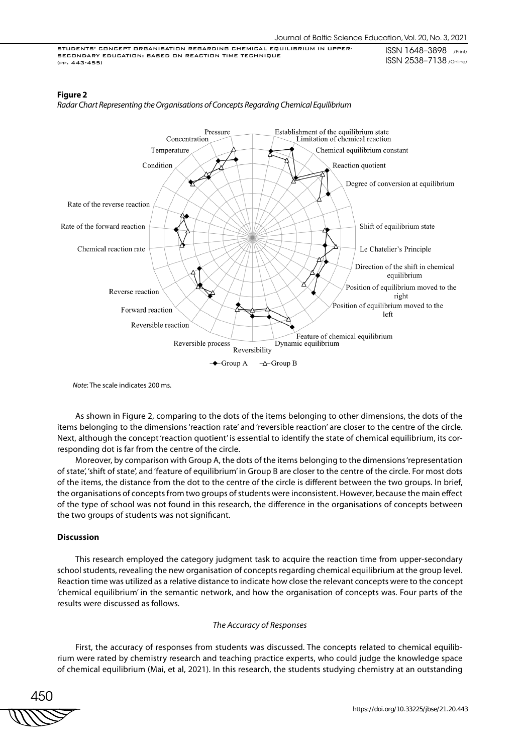**Figure 2**

*Radar Chart Representing the Organisations of Concepts Regarding Chemical Equilibrium*

Pressure
Concentration
Temperature
Condition
Rate of the reverse reaction
Rate of the forward reaction
Chemical reaction rate
Reverse reaction
Forward reaction
Reversible reaction
Reversible process
Reversibility
Dynamic equilibrium
Feature of chemical equilibrium
Position of equilibrium moved to the left
Position of equilibrium moved to the right
Direction of the shift in chemical equilibrium
Le Chatelier's Principle
Shift of equilibrium state
Degree of conversion at equilibrium
Reaction quotient
Chemical equilibrium constant
Limitation of chemical reaction
Establishment of the equilibrium state

Group A    Group B

*Note*: The scale indicates 200 ms.

As shown in Figure 2, comparing to the dots of the items belonging to other dimensions, the dots of the items belonging to the dimensions 'reaction rate' and 'reversible reaction' are closer to the centre of the circle. Next, although the concept 'reaction quotient' is essential to identify the state of chemical equilibrium, its corresponding dot is far from the centre of the circle.

Moreover, by comparison with Group A, the dots of the items belonging to the dimensions 'representation of state', 'shift of state', and 'feature of equilibrium' in Group B are closer to the centre of the circle. For most dots of the items, the distance from the dot to the centre of the circle is different between the two groups. In brief, the organisations of concepts from two groups of students were inconsistent. However, because the main effect of the type of school was not found in this research, the difference in the organisations of concepts between the two groups of students was not significant.

## Discussion

This research employed the category judgment task to acquire the reaction time from upper-secondary school students, revealing the new organisation of concepts regarding chemical equilibrium at the group level. Reaction time was utilized as a relative distance to indicate how close the relevant concepts were to the concept 'chemical equilibrium' in the semantic network, and how the organisation of concepts was. Four parts of the results were discussed as follows.

### *The Accuracy of Responses*

First, the accuracy of responses from students was discussed. The concepts related to chemical equilibrium were rated by chemistry research and teaching practice experts, who could judge the knowledge space of chemical equilibrium (Mai, et al, 2021). In this research, the students studying chemistry at an outstanding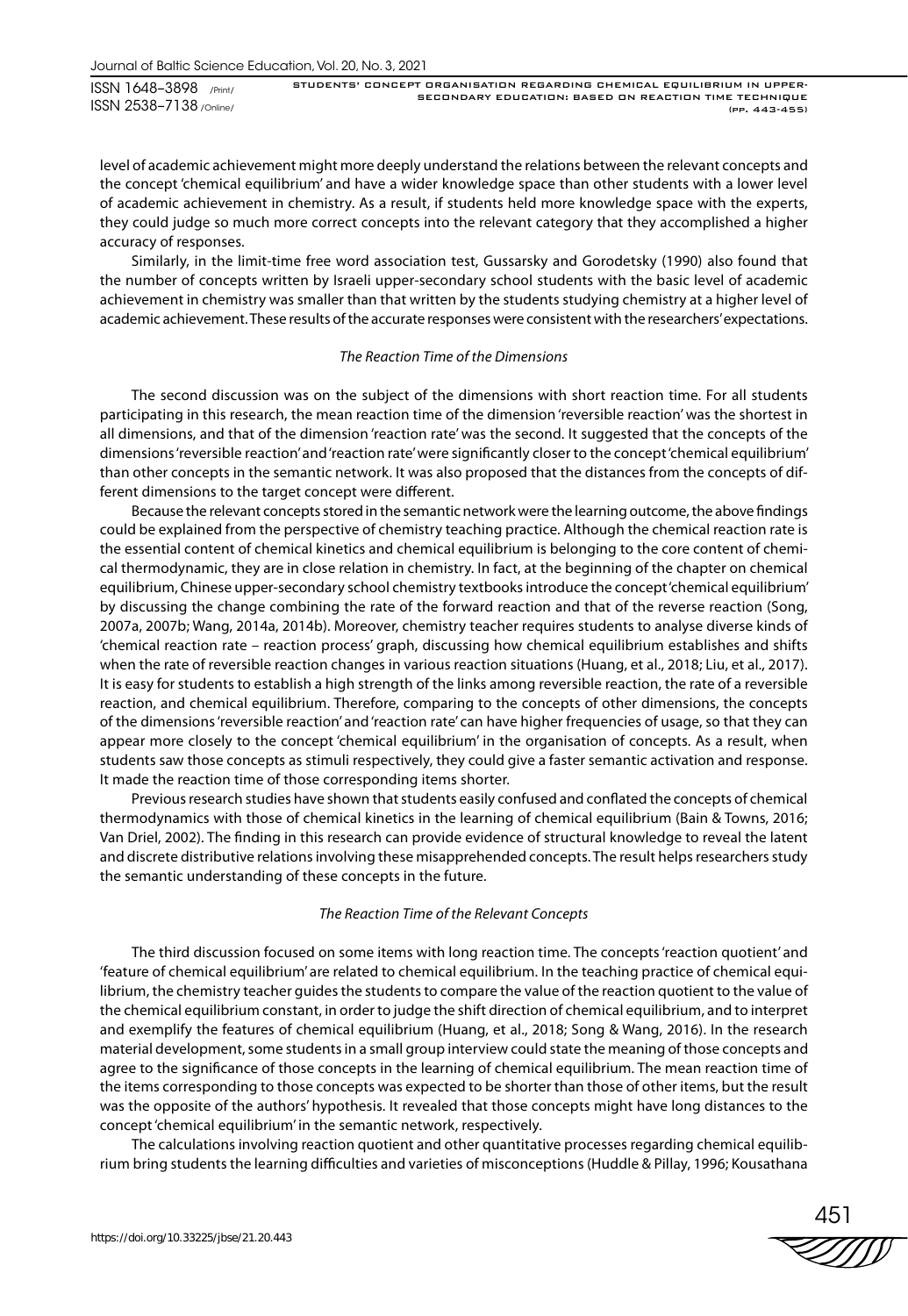level of academic achievement might more deeply understand the relations between the relevant concepts and the concept 'chemical equilibrium' and have a wider knowledge space than other students with a lower level of academic achievement in chemistry. As a result, if students held more knowledge space with the experts, they could judge so much more correct concepts into the relevant category that they accomplished a higher accuracy of responses.

Similarly, in the limit-time free word association test, Gussarsky and Gorodetsky (1990) also found that the number of concepts written by Israeli upper-secondary school students with the basic level of academic achievement in chemistry was smaller than that written by the students studying chemistry at a higher level of academic achievement. These results of the accurate responses were consistent with the researchers' expectations.

*The Reaction Time of the Dimensions*

The second discussion was on the subject of the dimensions with short reaction time. For all students participating in this research, the mean reaction time of the dimension 'reversible reaction' was the shortest in all dimensions, and that of the dimension 'reaction rate' was the second. It suggested that the concepts of the dimensions 'reversible reaction' and 'reaction rate' were significantly closer to the concept 'chemical equilibrium' than other concepts in the semantic network. It was also proposed that the distances from the concepts of different dimensions to the target concept were different.

Because the relevant concepts stored in the semantic network were the learning outcome, the above findings could be explained from the perspective of chemistry teaching practice. Although the chemical reaction rate is the essential content of chemical kinetics and chemical equilibrium is belonging to the core content of chemical thermodynamic, they are in close relation in chemistry. In fact, at the beginning of the chapter on chemical equilibrium, Chinese upper-secondary school chemistry textbooks introduce the concept 'chemical equilibrium' by discussing the change combining the rate of the forward reaction and that of the reverse reaction (Song, 2007a, 2007b; Wang, 2014a, 2014b). Moreover, chemistry teacher requires students to analyse diverse kinds of 'chemical reaction rate – reaction process' graph, discussing how chemical equilibrium establishes and shifts when the rate of reversible reaction changes in various reaction situations (Huang, et al., 2018; Liu, et al., 2017). It is easy for students to establish a high strength of the links among reversible reaction, the rate of a reversible reaction, and chemical equilibrium. Therefore, comparing to the concepts of other dimensions, the concepts of the dimensions 'reversible reaction' and 'reaction rate' can have higher frequencies of usage, so that they can appear more closely to the concept 'chemical equilibrium' in the organisation of concepts. As a result, when students saw those concepts as stimuli respectively, they could give a faster semantic activation and response. It made the reaction time of those corresponding items shorter.

Previous research studies have shown that students easily confused and conflated the concepts of chemical thermodynamics with those of chemical kinetics in the learning of chemical equilibrium (Bain & Towns, 2016; Van Driel, 2002). The finding in this research can provide evidence of structural knowledge to reveal the latent and discrete distributive relations involving these misapprehended concepts. The result helps researchers study the semantic understanding of these concepts in the future.

*The Reaction Time of the Relevant Concepts*

The third discussion focused on some items with long reaction time. The concepts 'reaction quotient' and 'feature of chemical equilibrium' are related to chemical equilibrium. In the teaching practice of chemical equilibrium, the chemistry teacher guides the students to compare the value of the reaction quotient to the value of the chemical equilibrium constant, in order to judge the shift direction of chemical equilibrium, and to interpret and exemplify the features of chemical equilibrium (Huang, et al., 2018; Song & Wang, 2016). In the research material development, some students in a small group interview could state the meaning of those concepts and agree to the significance of those concepts in the learning of chemical equilibrium. The mean reaction time of the items corresponding to those concepts was expected to be shorter than those of other items, but the result was the opposite of the authors' hypothesis. It revealed that those concepts might have long distances to the concept 'chemical equilibrium' in the semantic network, respectively.

The calculations involving reaction quotient and other quantitative processes regarding chemical equilibrium bring students the learning difficulties and varieties of misconceptions (Huddle & Pillay, 1996; Kousathana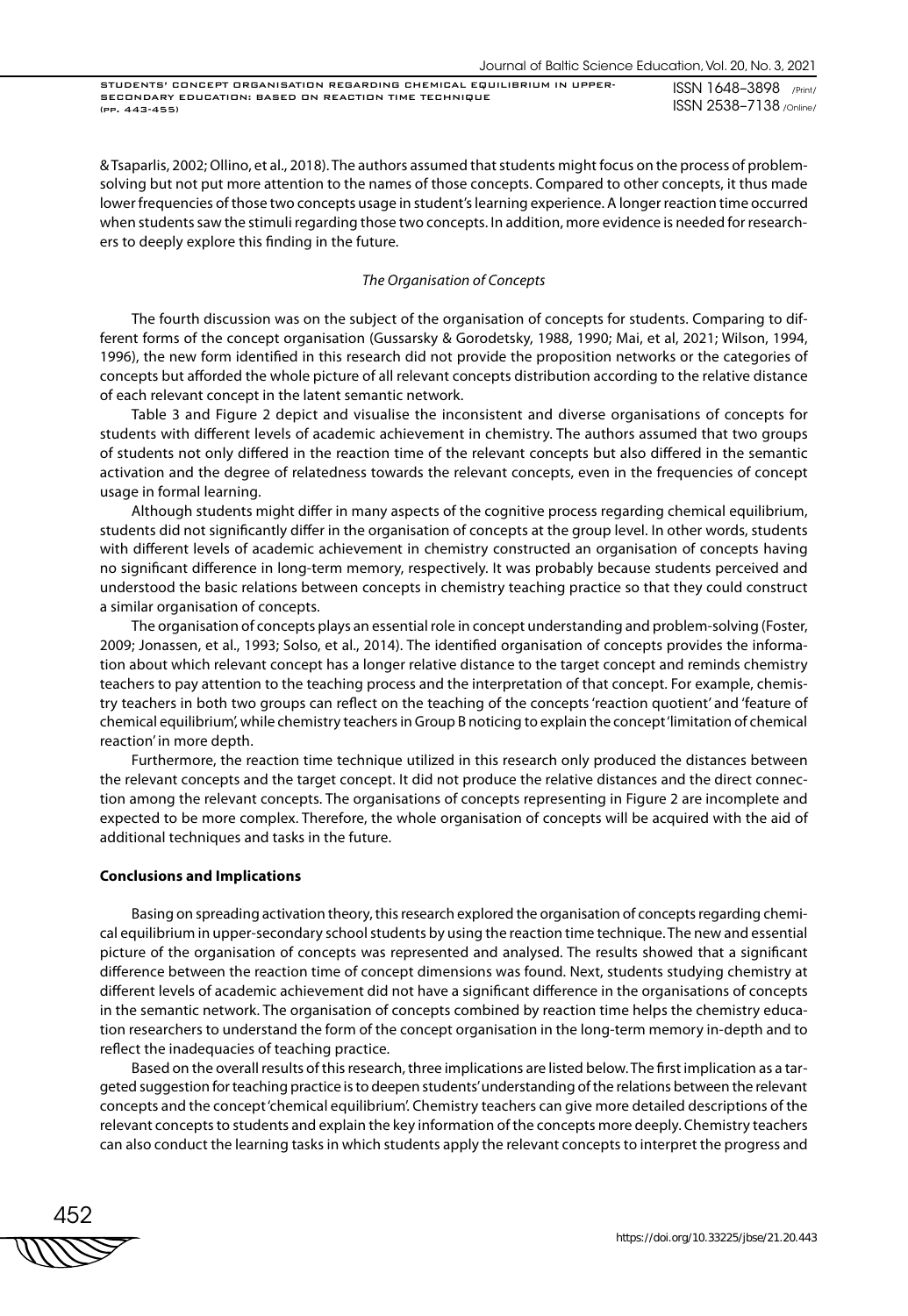& Tsaparlis, 2002; Ollino, et al., 2018). The authors assumed that students might focus on the process of problem-solving but not put more attention to the names of those concepts. Compared to other concepts, it thus made lower frequencies of those two concepts usage in student's learning experience. A longer reaction time occurred when students saw the stimuli regarding those two concepts. In addition, more evidence is needed for researchers to deeply explore this finding in the future.

### *The Organisation of Concepts*

The fourth discussion was on the subject of the organisation of concepts for students. Comparing to different forms of the concept organisation (Gussarsky & Gorodetsky, 1988, 1990; Mai, et al, 2021; Wilson, 1994, 1996), the new form identified in this research did not provide the proposition networks or the categories of concepts but afforded the whole picture of all relevant concepts distribution according to the relative distance of each relevant concept in the latent semantic network.

Table 3 and Figure 2 depict and visualise the inconsistent and diverse organisations of concepts for students with different levels of academic achievement in chemistry. The authors assumed that two groups of students not only differed in the reaction time of the relevant concepts but also differed in the semantic activation and the degree of relatedness towards the relevant concepts, even in the frequencies of concept usage in formal learning.

Although students might differ in many aspects of the cognitive process regarding chemical equilibrium, students did not significantly differ in the organisation of concepts at the group level. In other words, students with different levels of academic achievement in chemistry constructed an organisation of concepts having no significant difference in long-term memory, respectively. It was probably because students perceived and understood the basic relations between concepts in chemistry teaching practice so that they could construct a similar organisation of concepts.

The organisation of concepts plays an essential role in concept understanding and problem-solving (Foster, 2009; Jonassen, et al., 1993; Solso, et al., 2014). The identified organisation of concepts provides the information about which relevant concept has a longer relative distance to the target concept and reminds chemistry teachers to pay attention to the teaching process and the interpretation of that concept. For example, chemistry teachers in both two groups can reflect on the teaching of the concepts 'reaction quotient' and 'feature of chemical equilibrium', while chemistry teachers in Group B noticing to explain the concept 'limitation of chemical reaction' in more depth.

Furthermore, the reaction time technique utilized in this research only produced the distances between the relevant concepts and the target concept. It did not produce the relative distances and the direct connection among the relevant concepts. The organisations of concepts representing in Figure 2 are incomplete and expected to be more complex. Therefore, the whole organisation of concepts will be acquired with the aid of additional techniques and tasks in the future.

## **Conclusions and Implications**

Basing on spreading activation theory, this research explored the organisation of concepts regarding chemical equilibrium in upper-secondary school students by using the reaction time technique. The new and essential picture of the organisation of concepts was represented and analysed. The results showed that a significant difference between the reaction time of concept dimensions was found. Next, students studying chemistry at different levels of academic achievement did not have a significant difference in the organisations of concepts in the semantic network. The organisation of concepts combined by reaction time helps the chemistry education researchers to understand the form of the concept organisation in the long-term memory in-depth and to reflect the inadequacies of teaching practice.

Based on the overall results of this research, three implications are listed below. The first implication as a targeted suggestion for teaching practice is to deepen students' understanding of the relations between the relevant concepts and the concept 'chemical equilibrium'. Chemistry teachers can give more detailed descriptions of the relevant concepts to students and explain the key information of the concepts more deeply. Chemistry teachers can also conduct the learning tasks in which students apply the relevant concepts to interpret the progress and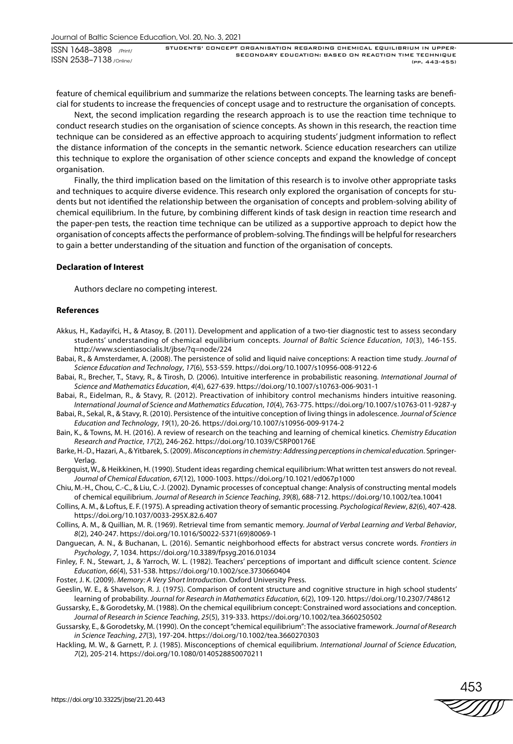feature of chemical equilibrium and summarize the relations between concepts. The learning tasks are beneficial for students to increase the frequencies of concept usage and to restructure the organisation of concepts.

Next, the second implication regarding the research approach is to use the reaction time technique to conduct research studies on the organisation of science concepts. As shown in this research, the reaction time technique can be considered as an effective approach to acquiring students' judgment information to reflect the distance information of the concepts in the semantic network. Science education researchers can utilize this technique to explore the organisation of other science concepts and expand the knowledge of concept organisation.

Finally, the third implication based on the limitation of this research is to involve other appropriate tasks and techniques to acquire diverse evidence. This research only explored the organisation of concepts for students but not identified the relationship between the organisation of concepts and problem-solving ability of chemical equilibrium. In the future, by combining different kinds of task design in reaction time research and the paper-pen tests, the reaction time technique can be utilized as a supportive approach to depict how the organisation of concepts affects the performance of problem-solving. The findings will be helpful for researchers to gain a better understanding of the situation and function of the organisation of concepts.

### Declaration of Interest

Authors declare no competing interest.

### References

Akkus, H., Kadayifci, H., & Atasoy, B. (2011). Development and application of a two-tier diagnostic test to assess secondary students' understanding of chemical equilibrium concepts. *Journal of Baltic Science Education*, *10*(3), 146-155. http://www.scientiasocialis.lt/jbse/?q=node/224

Babai, R., & Amsterdamer, A. (2008). The persistence of solid and liquid naive conceptions: A reaction time study. *Journal of Science Education and Technology*, *17*(6), 553-559. https://doi.org/10.1007/s10956-008-9122-6

Babai, R., Brecher, T., Stavy, R., & Tirosh, D. (2006). Intuitive interference in probabilistic reasoning. *International Journal of Science and Mathematics Education*, *4*(4), 627-639. https://doi.org/10.1007/s10763-006-9031-1

Babai, R., Eidelman, R., & Stavy, R. (2012). Preactivation of inhibitory control mechanisms hinders intuitive reasoning. *International Journal of Science and Mathematics Education*, *10*(4), 763-775. https://doi.org/10.1007/s10763-011-9287-y

Babai, R., Sekal, R., & Stavy, R. (2010). Persistence of the intuitive conception of living things in adolescence. *Journal of Science Education and Technology*, *19*(1), 20-26. https://doi.org/10.1007/s10956-009-9174-2

Bain, K., & Towns, M. H. (2016). A review of research on the teaching and learning of chemical kinetics. *Chemistry Education Research and Practice*, *17*(2), 246-262. https://doi.org/10.1039/C5RP00176E

Barke, H.-D., Hazari, A., & Yitbarek, S. (2009). *Misconceptions in chemistry: Addressing perceptions in chemical education*. Springer-Verlag.

Bergquist, W., & Heikkinen, H. (1990). Student ideas regarding chemical equilibrium: What written test answers do not reveal. *Journal of Chemical Education*, *67*(12), 1000-1003. https://doi.org/10.1021/ed067p1000

Chiu, M.-H., Chou, C.-C., & Liu, C.-J. (2002). Dynamic processes of conceptual change: Analysis of constructing mental models of chemical equilibrium. *Journal of Research in Science Teaching*, *39*(8), 688-712. https://doi.org/10.1002/tea.10041

Collins, A. M., & Loftus, E. F. (1975). A spreading activation theory of semantic processing. *Psychological Review*, *82*(6), 407-428. https://doi.org/10.1037/0033-295X.82.6.407

Collins, A. M., & Quillian, M. R. (1969). Retrieval time from semantic memory. *Journal of Verbal Learning and Verbal Behavior*, *8*(2), 240-247. https://doi.org/10.1016/S0022-5371(69)80069-1

Danguecan, A. N., & Buchanan, L. (2016). Semantic neighborhood effects for abstract versus concrete words. *Frontiers in Psychology*, *7*, 1034. https://doi.org/10.3389/fpsyg.2016.01034

Finley, F. N., Stewart, J., & Yarroch, W. L. (1982). Teachers' perceptions of important and difficult science content. *Science Education*, *66*(4), 531-538. https://doi.org/10.1002/sce.3730660404

Foster, J. K. (2009). *Memory: A Very Short Introduction*. Oxford University Press.

Geeslin, W. E., & Shavelson, R. J. (1975). Comparison of content structure and cognitive structure in high school students' learning of probability. *Journal for Research in Mathematics Education*, 6(2), 109-120. https://doi.org/10.2307/748612

Gussarsky, E., & Gorodetsky, M. (1988). On the chemical equilibrium concept: Constrained word associations and conception. *Journal of Research in Science Teaching*, *25*(5), 319-333. https://doi.org/10.1002/tea.3660250502

Gussarsky, E., & Gorodetsky, M. (1990). On the concept "chemical equilibrium": The associative framework. *Journal of Research in Science Teaching*, *27*(3), 197-204. https://doi.org/10.1002/tea.3660270303

Hackling, M. W., & Garnett, P. J. (1985). Misconceptions of chemical equilibrium. *International Journal of Science Education*, *7*(2), 205-214. https://doi.org/10.1080/0140528850070211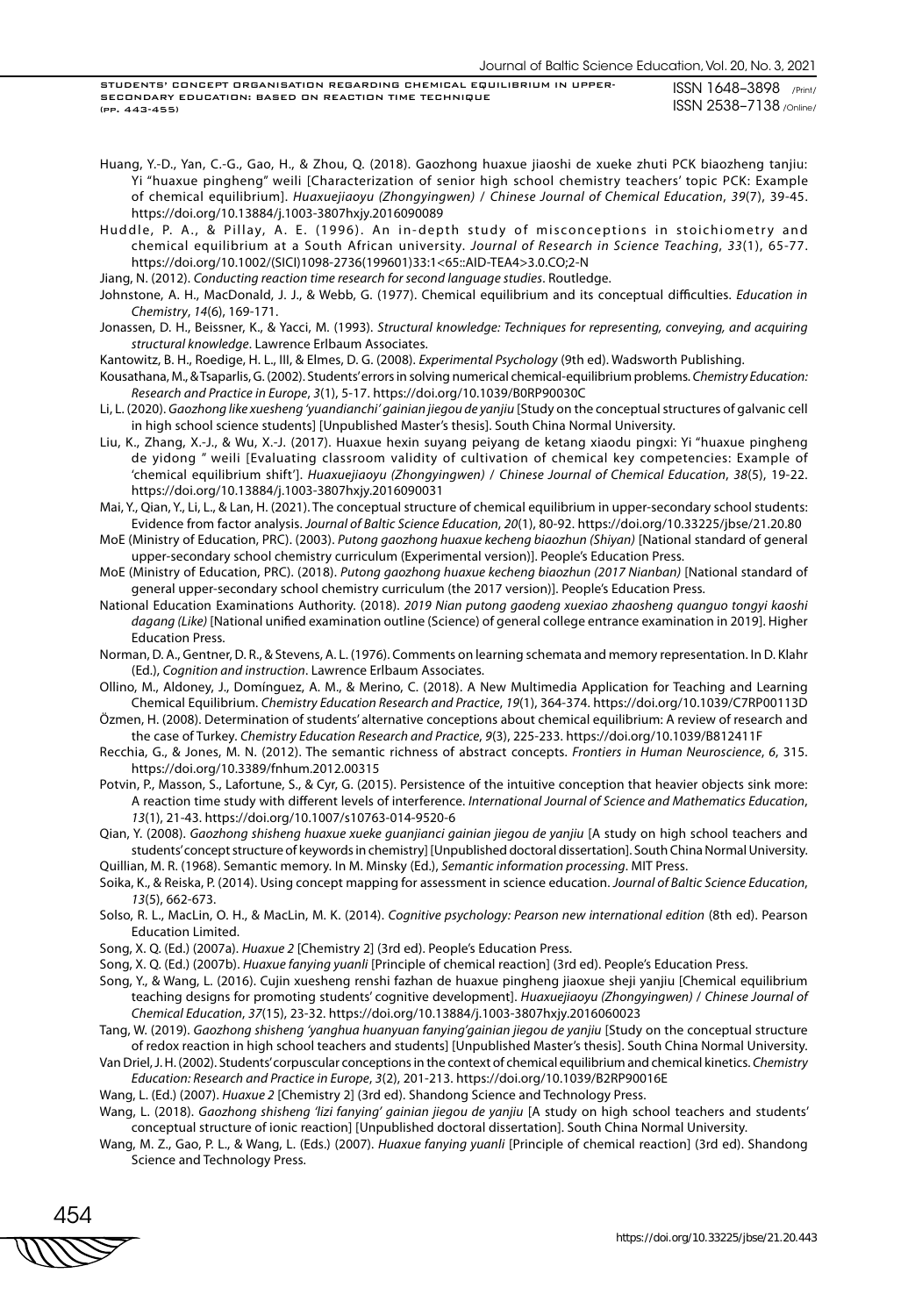Huang, Y.-D., Yan, C.-G., Gao, H., & Zhou, Q. (2018). Gaozhong huaxue jiaoshi de xueke zhuti PCK biaozheng tanjiu: Yi "huaxue pingheng" weili [Characterization of senior high school chemistry teachers' topic PCK: Example of chemical equilibrium]. *Huaxuejiaoyu (Zhongyingwen) / Chinese Journal of Chemical Education*, *39*(7), 39-45. https://doi.org/10.13884/j.1003-3807hxjy.2016090089

Huddle, P. A., & Pillay, A. E. (1996). An in-depth study of misconceptions in stoichiometry and chemical equilibrium at a South African university. *Journal of Research in Science Teaching*, *33*(1), 65-77. https://doi.org/10.1002/(SICI)1098-2736(199601)33:1<65::AID-TEA4>3.0.CO;2-N

Jiang, N. (2012). *Conducting reaction time research for second language studies*. Routledge.

Johnstone, A. H., MacDonald, J. J., & Webb, G. (1977). Chemical equilibrium and its conceptual difficulties. *Education in Chemistry*, *14*(6), 169-171.

Jonassen, D. H., Beissner, K., & Yacci, M. (1993). *Structural knowledge: Techniques for representing, conveying, and acquiring structural knowledge*. Lawrence Erlbaum Associates.

Kantowitz, B. H., Roedige, H. L., III, & Elmes, D. G. (2008). *Experimental Psychology* (9th ed). Wadsworth Publishing.

Kousathana, M., & Tsaparlis, G. (2002). Students' errors in solving numerical chemical-equilibrium problems. *Chemistry Education: Research and Practice in Europe*, *3*(1), 5-17. https://doi.org/10.1039/B0RP90030C

Li, L. (2020). *Gaozhong like xuesheng 'yuandianchi' gainian jiegou de yanjiu* [Study on the conceptual structures of galvanic cell in high school science students] [Unpublished Master's thesis]. South China Normal University.

Liu, K., Zhang, X.-J., & Wu, X.-J. (2017). Huaxue hexin suyang peiyang de ketang xiaodu pingxi: Yi "huaxue pingheng de yidong " weili [Evaluating classroom validity of cultivation of chemical key competencies: Example of 'chemical equilibrium shift']. *Huaxuejiaoyu (Zhongyingwen) / Chinese Journal of Chemical Education*, *38*(5), 19-22. https://doi.org/10.13884/j.1003-3807hxjy.2016090031

Mai, Y., Qian, Y., Li, L., & Lan, H. (2021). The conceptual structure of chemical equilibrium in upper-secondary school students: Evidence from factor analysis. *Journal of Baltic Science Education*, *20*(1), 80-92. https://doi.org/10.33225/jbse/21.20.80

MoE (Ministry of Education, PRC). (2003). *Putong gaozhong huaxue kecheng biaozhun (Shiyan)* [National standard of general upper-secondary school chemistry curriculum (Experimental version)]. People's Education Press.

MoE (Ministry of Education, PRC). (2018). *Putong gaozhong huaxue kecheng biaozhun (2017 Nianban)* [National standard of general upper-secondary school chemistry curriculum (the 2017 version)]. People's Education Press.

National Education Examinations Authority. (2018). *2019 Nian putong gaodeng xuexiao zhaosheng quanguo tongyi kaoshi dagang (Like)* [National unified examination outline (Science) of general college entrance examination in 2019]. Higher Education Press.

Norman, D. A., Gentner, D. R., & Stevens, A. L. (1976). Comments on learning schemata and memory representation. In D. Klahr (Ed.), *Cognition and instruction*. Lawrence Erlbaum Associates.

Ollino, M., Aldoney, J., Domínguez, A. M., & Merino, C. (2018). A New Multimedia Application for Teaching and Learning Chemical Equilibrium. *Chemistry Education Research and Practice*, *19*(1), 364-374. https://doi.org/10.1039/C7RP00113D

Özmen, H. (2008). Determination of students' alternative conceptions about chemical equilibrium: A review of research and the case of Turkey. *Chemistry Education Research and Practice*, *9*(3), 225-233. https://doi.org/10.1039/B812411F

Recchia, G., & Jones, M. N. (2012). The semantic richness of abstract concepts. *Frontiers in Human Neuroscience*, *6*, 315. https://doi.org/10.3389/fnhum.2012.00315

Potvin, P., Masson, S., Lafortune, S., & Cyr, G. (2015). Persistence of the intuitive conception that heavier objects sink more: A reaction time study with different levels of interference. *International Journal of Science and Mathematics Education*, *13*(1), 21-43. https://doi.org/10.1007/s10763-014-9520-6

Qian, Y. (2008). *Gaozhong shisheng huaxue xueke guanjianci gainian jiegou de yanjiu* [A study on high school teachers and students' concept structure of keywords in chemistry] [Unpublished doctoral dissertation]. South China Normal University.

Quillian, M. R. (1968). Semantic memory. In M. Minsky (Ed.), *Semantic information processing*. MIT Press.

Soika, K., & Reiska, P. (2014). Using concept mapping for assessment in science education. *Journal of Baltic Science Education*, *13*(5), 662-673.

Solso, R. L., MacLin, O. H., & MacLin, M. K. (2014). *Cognitive psychology: Pearson new international edition* (8th ed). Pearson Education Limited.

Song, X. Q. (Ed.) (2007a). *Huaxue 2* [Chemistry 2] (3rd ed). People's Education Press.

Song, X. Q. (Ed.) (2007b). *Huaxue fanying yuanli* [Principle of chemical reaction] (3rd ed). People's Education Press.

Song, Y., & Wang, L. (2016). Cujin xuesheng renshi fazhan de huaxue pingheng jiaoxue sheji yanjiu [Chemical equilibrium teaching designs for promoting students' cognitive development]. *Huaxuejiaoyu (Zhongyingwen) / Chinese Journal of Chemical Education*, *37*(15), 23-32. https://doi.org/10.13884/j.1003-3807hxjy.2016060023

Tang, W. (2019). *Gaozhong shisheng 'yanghua huanyuan fanying'gainian jiegou de yanjiu* [Study on the conceptual structure of redox reaction in high school teachers and students] [Unpublished Master's thesis]. South China Normal University.

Van Driel, J. H. (2002). Students' corpuscular conceptions in the context of chemical equilibrium and chemical kinetics. *Chemistry Education: Research and Practice in Europe*, *3*(2), 201-213. https://doi.org/10.1039/B2RP90016E

Wang, L. (Ed.) (2007). *Huaxue 2* [Chemistry 2] (3rd ed). Shandong Science and Technology Press.

Wang, L. (2018). *Gaozhong shisheng 'lizi fanying' gainian jiegou de yanjiu* [A study on high school teachers and students' conceptual structure of ionic reaction] [Unpublished doctoral dissertation]. South China Normal University.

Wang, M. Z., Gao, P. L., & Wang, L. (Eds.) (2007). *Huaxue fanying yuanli* [Principle of chemical reaction] (3rd ed). Shandong Science and Technology Press.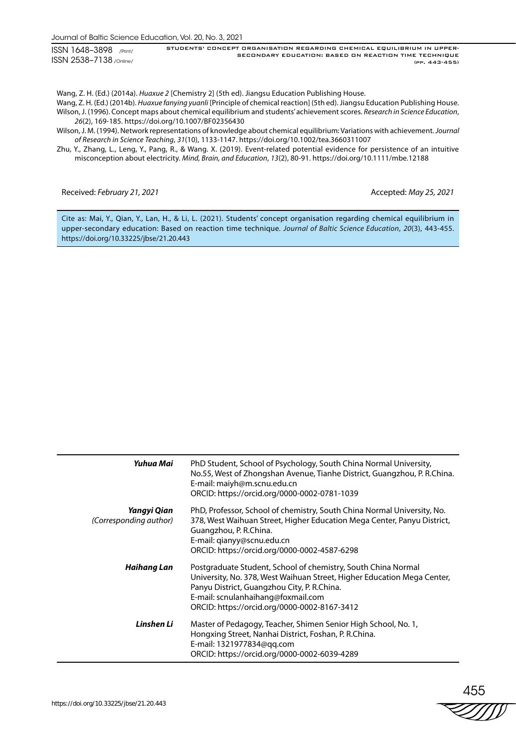Wang, Z. H. (Ed.) (2014a). *Huaxue 2* [Chemistry 2] (5th ed). Jiangsu Education Publishing House.

Wang, Z. H. (Ed.) (2014b). *Huaxue fanying yuanli* [Principle of chemical reaction] (5th ed). Jiangsu Education Publishing House.

Wilson, J. (1996). Concept maps about chemical equilibrium and students' achievement scores. *Research in Science Education*, *26*(2), 169-185. https://doi.org/10.1007/BF02356430

Wilson, J. M. (1994). Network representations of knowledge about chemical equilibrium: Variations with achievement. *Journal of Research in Science Teaching*, *31*(10), 1133-1147. https://doi.org/10.1002/tea.3660311007

Zhu, Y., Zhang, L., Leng, Y., Pang, R., & Wang. X. (2019). Event-related potential evidence for persistence of an intuitive misconception about electricity. *Mind, Brain, and Education*, *13*(2), 80-91. https://doi.org/10.1111/mbe.12188

Received: *February 21, 2021* Accepted: *May 25, 2021*

Cite as: Mai, Y., Qian, Y., Lan, H., & Li, L. (2021). Students' concept organisation regarding chemical equilibrium in upper-secondary education: Based on reaction time technique. *Journal of Baltic Science Education*, *20*(3), 443-455. https://doi.org/10.33225/jbse/21.20.443

| | |
|---|---|
| ***Yuhua Mai*** | PhD Student, School of Psychology, South China Normal University, No.55, West of Zhongshan Avenue, Tianhe District, Guangzhou, P. R.China. E-mail: maiyh@m.scnu.edu.cn ORCID: https://orcid.org/0000-0002-0781-1039 |
| ***Yangyi Qian*** *(Corresponding author)* | PhD, Professor, School of chemistry, South China Normal University, No. 378, West Waihuan Street, Higher Education Mega Center, Panyu District, Guangzhou, P. R.China. E-mail: qianyy@scnu.edu.cn ORCID: https://orcid.org/0000-0002-4587-6298 |
| ***Haihang Lan*** | Postgraduate Student, School of chemistry, South China Normal University, No. 378, West Waihuan Street, Higher Education Mega Center, Panyu District, Guangzhou City, P. R.China. E-mail: scnulanhaihang@foxmail.com ORCID: https://orcid.org/0000-0002-8167-3412 |
| ***Linshen Li*** | Master of Pedagogy, Teacher, Shimen Senior High School, No. 1, Hongxing Street, Nanhai District, Foshan, P. R.China. E-mail: 1321977834@qq.com ORCID: https://orcid.org/0000-0002-6039-4289 |